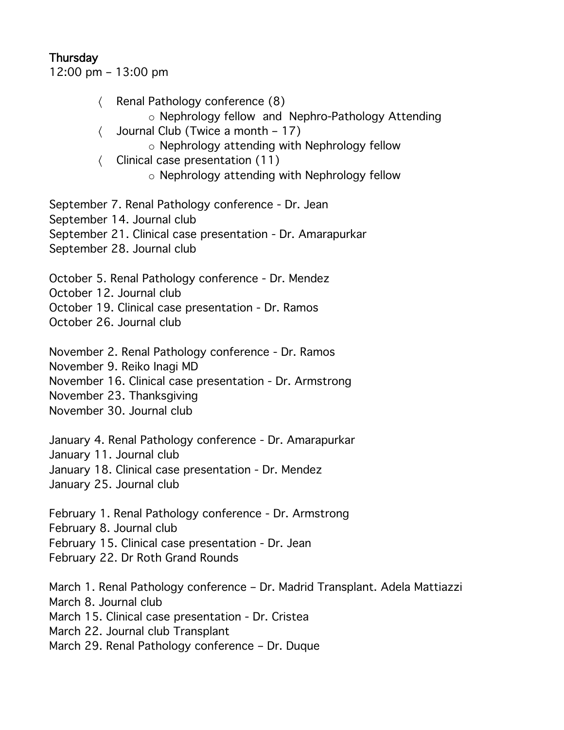**Thursday**

12:00 pm – 13:00 pm

- Renal Pathology conference (8)
  - Nephrology fellow and Nephro-Pathology Attending
- Journal Club (Twice a month – 17)
  - Nephrology attending with Nephrology fellow
- Clinical case presentation (11)
  - Nephrology attending with Nephrology fellow

September 7. Renal Pathology conference - Dr. Jean
September 14. Journal club
September 21. Clinical case presentation - Dr. Amarapurkar
September 28. Journal club

October 5. Renal Pathology conference - Dr. Mendez
October 12. Journal club
October 19. Clinical case presentation - Dr. Ramos
October 26. Journal club

November 2. Renal Pathology conference - Dr. Ramos
November 9. Reiko Inagi MD
November 16. Clinical case presentation - Dr. Armstrong
November 23. Thanksgiving
November 30. Journal club

January 4. Renal Pathology conference - Dr. Amarapurkar
January 11. Journal club
January 18. Clinical case presentation - Dr. Mendez
January 25. Journal club

February 1. Renal Pathology conference - Dr. Armstrong
February 8. Journal club
February 15. Clinical case presentation - Dr. Jean
February 22. Dr Roth Grand Rounds

March 1. Renal Pathology conference – Dr. Madrid Transplant. Adela Mattiazzi
March 8. Journal club
March 15. Clinical case presentation - Dr. Cristea
March 22. Journal club Transplant
March 29. Renal Pathology conference – Dr. Duque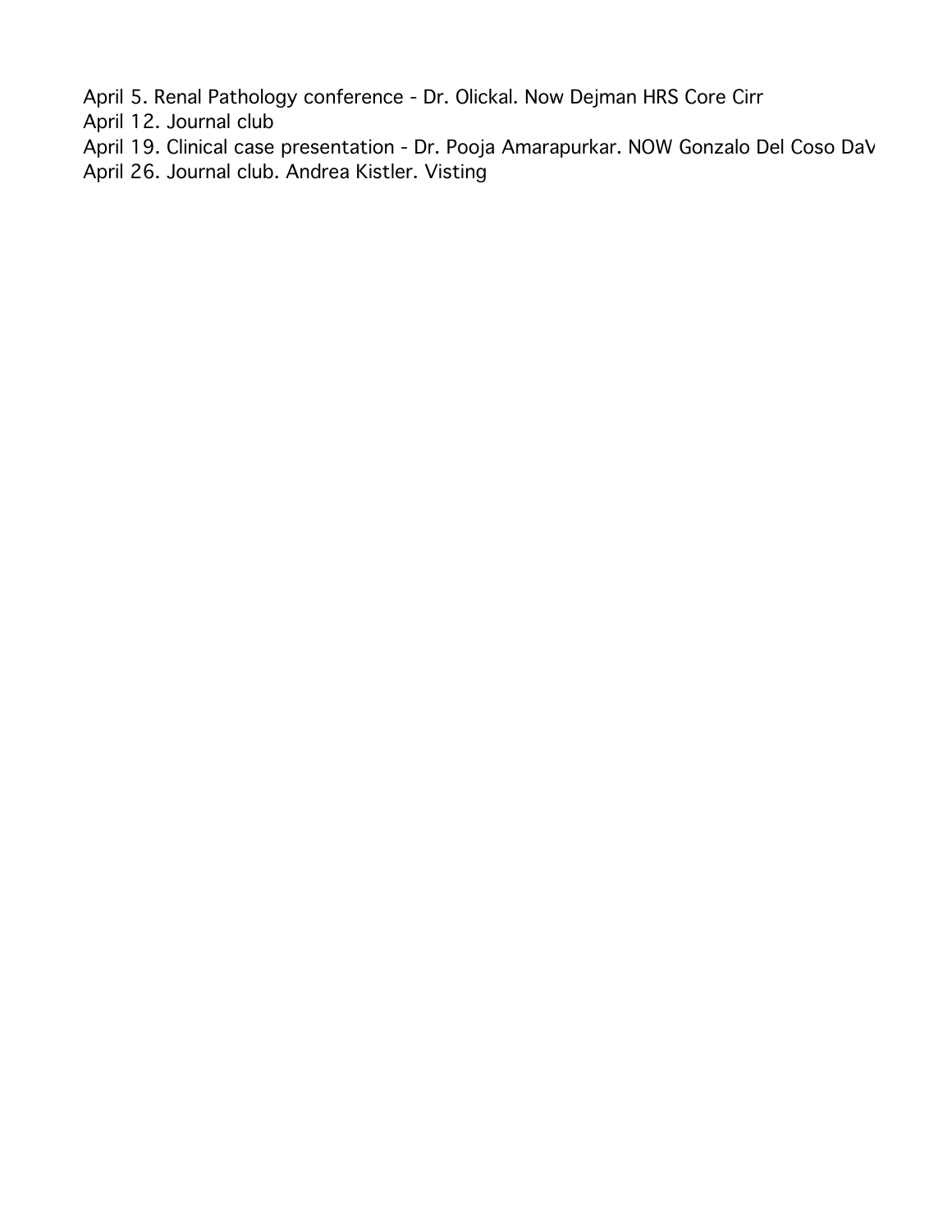April 5. Renal Pathology conference - Dr. Olickal. Now Dejman HRS Core Cirr
April 12. Journal club
April 19. Clinical case presentation - Dr. Pooja Amarapurkar. NOW Gonzalo Del Coso DaV
April 26. Journal club. Andrea Kistler. Visting